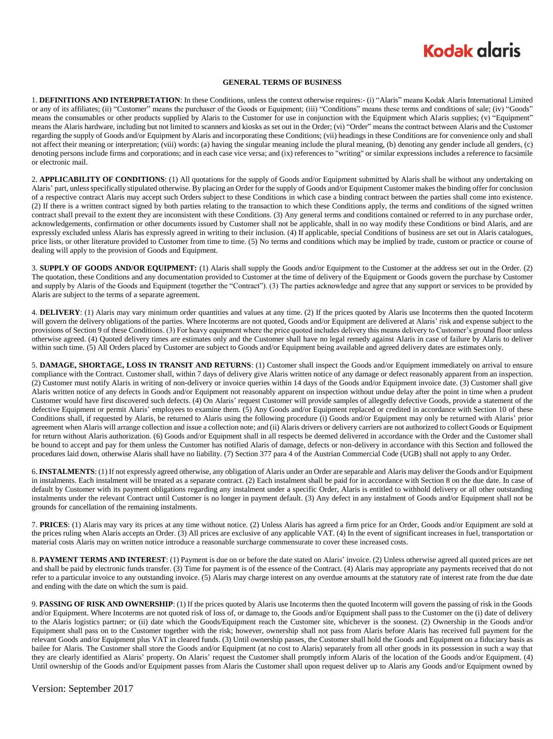# GENERAL TERMS OF BUSINESS

1. **DEFINITIONS AND INTERPRETATION**: In these Conditions, unless the context otherwise requires:- (i) "Alaris" means Kodak Alaris International Limited or any of its affiliates; (ii) "Customer" means the purchaser of the Goods or Equipment; (iii) "Conditions" means these terms and conditions of sale; (iv) "Goods" means the consumables or other products supplied by Alaris to the Customer for use in conjunction with the Equipment which Alaris supplies; (v) "Equipment" means the Alaris hardware, including but not limited to scanners and kiosks as set out in the Order; (vi) "Order" means the contract between Alaris and the Customer regarding the supply of Goods and/or Equipment by Alaris and incorporating these Conditions; (vii) headings in these Conditions are for convenience only and shall not affect their meaning or interpretation; (viii) words: (a) having the singular meaning include the plural meaning, (b) denoting any gender include all genders, (c) denoting persons include firms and corporations; and in each case vice versa; and (ix) references to "writing" or similar expressions includes a reference to facsimile or electronic mail.

2. **APPLICABILITY OF CONDITIONS**: (1) All quotations for the supply of Goods and/or Equipment submitted by Alaris shall be without any undertaking on Alaris' part, unless specifically stipulated otherwise. By placing an Order for the supply of Goods and/or Equipment Customer makes the binding offer for conclusion of a respective contract Alaris may accept such Orders subject to these Conditions in which case a binding contract between the parties shall come into existence. (2) If there is a written contract signed by both parties relating to the transaction to which these Conditions apply, the terms and conditions of the signed written contract shall prevail to the extent they are inconsistent with these Conditions. (3) Any general terms and conditions contained or referred to in any purchase order, acknowledgements, confirmation or other documents issued by Customer shall not be applicable, shall in no way modify these Conditions or bind Alaris, and are expressly excluded unless Alaris has expressly agreed in writing to their inclusion. (4) If applicable, special Conditions of business are set out in Alaris catalogues, price lists, or other literature provided to Customer from time to time. (5) No terms and conditions which may be implied by trade, custom or practice or course of dealing will apply to the provision of Goods and Equipment.

3. **SUPPLY OF GOODS AND/OR EQUIPMENT:** (1) Alaris shall supply the Goods and/or Equipment to the Customer at the address set out in the Order. (2) The quotation, these Conditions and any documentation provided to Customer at the time of delivery of the Equipment or Goods govern the purchase by Customer and supply by Alaris of the Goods and Equipment (together the "Contract"). (3) The parties acknowledge and agree that any support or services to be provided by Alaris are subject to the terms of a separate agreement.

4. **DELIVERY**: (1) Alaris may vary minimum order quantities and values at any time. (2) If the prices quoted by Alaris use Incoterms then the quoted Incoterm will govern the delivery obligations of the parties. Where Incoterms are not quoted, Goods and/or Equipment are delivered at Alaris' risk and expense subject to the provisions of Section 9 of these Conditions. (3) For heavy equipment where the price quoted includes delivery this means delivery to Customer's ground floor unless otherwise agreed. (4) Quoted delivery times are estimates only and the Customer shall have no legal remedy against Alaris in case of failure by Alaris to deliver within such time. (5) All Orders placed by Customer are subject to Goods and/or Equipment being available and agreed delivery dates are estimates only.

5. **DAMAGE, SHORTAGE, LOSS IN TRANSIT AND RETURNS**: (1) Customer shall inspect the Goods and/or Equipment immediately on arrival to ensure compliance with the Contract. Customer shall, within 7 days of delivery give Alaris written notice of any damage or defect reasonably apparent from an inspection. (2) Customer must notify Alaris in writing of non-delivery or invoice queries within 14 days of the Goods and/or Equipment invoice date. (3) Customer shall give Alaris written notice of any defects in Goods and/or Equipment not reasonably apparent on inspection without undue delay after the point in time when a prudent Customer would have first discovered such defects. (4) On Alaris' request Customer will provide samples of allegedly defective Goods, provide a statement of the defective Equipment or permit Alaris' employees to examine them. (5) Any Goods and/or Equipment replaced or credited in accordance with Section 10 of these Conditions shall, if requested by Alaris, be returned to Alaris using the following procedure (i) Goods and/or Equipment may only be returned with Alaris' prior agreement when Alaris will arrange collection and issue a collection note; and (ii) Alaris drivers or delivery carriers are not authorized to collect Goods or Equipment for return without Alaris authorization. (6) Goods and/or Equipment shall in all respects be deemed delivered in accordance with the Order and the Customer shall be bound to accept and pay for them unless the Customer has notified Alaris of damage, defects or non-delivery in accordance with this Section and followed the procedures laid down, otherwise Alaris shall have no liability. (7) Section 377 para 4 of the Austrian Commercial Code (UGB) shall not apply to any Order.

6. **INSTALMENTS**: (1) If not expressly agreed otherwise, any obligation of Alaris under an Order are separable and Alaris may deliver the Goods and/or Equipment in instalments. Each instalment will be treated as a separate contract. (2) Each instalment shall be paid for in accordance with Section 8 on the due date. In case of default by Customer with its payment obligations regarding any instalment under a specific Order, Alaris is entitled to withhold delivery or all other outstanding instalments under the relevant Contract until Customer is no longer in payment default. (3) Any defect in any instalment of Goods and/or Equipment shall not be grounds for cancellation of the remaining instalments.

7. **PRICES**: (1) Alaris may vary its prices at any time without notice. (2) Unless Alaris has agreed a firm price for an Order, Goods and/or Equipment are sold at the prices ruling when Alaris accepts an Order. (3) All prices are exclusive of any applicable VAT. (4) In the event of significant increases in fuel, transportation or material costs Alaris may on written notice introduce a reasonable surcharge commensurate to cover these increased costs.

8. **PAYMENT TERMS AND INTEREST**: (1) Payment is due on or before the date stated on Alaris' invoice. (2) Unless otherwise agreed all quoted prices are net and shall be paid by electronic funds transfer. (3) Time for payment is of the essence of the Contract. (4) Alaris may appropriate any payments received that do not refer to a particular invoice to any outstanding invoice. (5) Alaris may charge interest on any overdue amounts at the statutory rate of interest rate from the due date and ending with the date on which the sum is paid.

9. **PASSING OF RISK AND OWNERSHIP**: (1) If the prices quoted by Alaris use Incoterms then the quoted Incoterm will govern the passing of risk in the Goods and/or Equipment. Where Incoterms are not quoted risk of loss of, or damage to, the Goods and/or Equipment shall pass to the Customer on the (i) date of delivery to the Alaris logistics partner; or (ii) date which the Goods/Equipment reach the Customer site, whichever is the soonest. (2) Ownership in the Goods and/or Equipment shall pass on to the Customer together with the risk; however, ownership shall not pass from Alaris before Alaris has received full payment for the relevant Goods and/or Equipment plus VAT in cleared funds. (3) Until ownership passes, the Customer shall hold the Goods and Equipment on a fiduciary basis as bailee for Alaris. The Customer shall store the Goods and/or Equipment (at no cost to Alaris) separately from all other goods in its possession in such a way that they are clearly identified as Alaris' property. On Alaris' request the Customer shall promptly inform Alaris of the location of the Goods and/or Equipment. (4) Until ownership of the Goods and/or Equipment passes from Alaris the Customer shall upon request deliver up to Alaris any Goods and/or Equipment owned by

Version: September 2017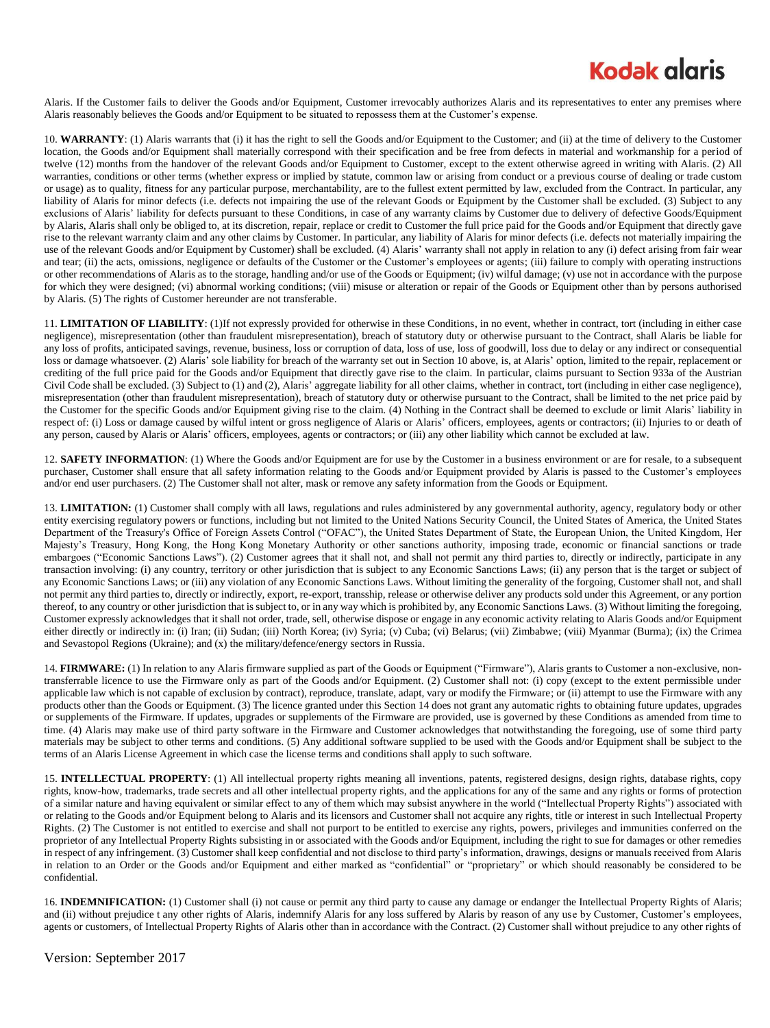Alaris. If the Customer fails to deliver the Goods and/or Equipment, Customer irrevocably authorizes Alaris and its representatives to enter any premises where Alaris reasonably believes the Goods and/or Equipment to be situated to repossess them at the Customer's expense.

10. **WARRANTY**: (1) Alaris warrants that (i) it has the right to sell the Goods and/or Equipment to the Customer; and (ii) at the time of delivery to the Customer location, the Goods and/or Equipment shall materially correspond with their specification and be free from defects in material and workmanship for a period of twelve (12) months from the handover of the relevant Goods and/or Equipment to Customer, except to the extent otherwise agreed in writing with Alaris. (2) All warranties, conditions or other terms (whether express or implied by statute, common law or arising from conduct or a previous course of dealing or trade custom or usage) as to quality, fitness for any particular purpose, merchantability, are to the fullest extent permitted by law, excluded from the Contract. In particular, any liability of Alaris for minor defects (i.e. defects not impairing the use of the relevant Goods or Equipment by the Customer) shall be excluded. (3) Subject to any exclusions of Alaris' liability for defects pursuant to these Conditions, in case of any warranty claims by Customer due to delivery of defective Goods/Equipment by Alaris, Alaris shall only be obliged to, at its discretion, repair, replace or credit to Customer the full price paid for the Goods and/or Equipment that directly gave rise to the relevant warranty claim and any other claims by Customer. In particular, any liability of Alaris for minor defects (i.e. defects not materially impairing the use of the relevant Goods and/or Equipment by Customer) shall be excluded. (4) Alaris' warranty shall not apply in relation to any (i) defect arising from fair wear and tear; (ii) the acts, omissions, negligence or defaults of the Customer or the Customer's employees or agents; (iii) failure to comply with operating instructions or other recommendations of Alaris as to the storage, handling and/or use of the Goods or Equipment; (iv) wilful damage; (v) use not in accordance with the purpose for which they were designed; (vi) abnormal working conditions; (viii) misuse or alteration or repair of the Goods or Equipment other than by persons authorised by Alaris. (5) The rights of Customer hereunder are not transferable.

11. **LIMITATION OF LIABILITY**: (1)If not expressly provided for otherwise in these Conditions, in no event, whether in contract, tort (including in either case negligence), misrepresentation (other than fraudulent misrepresentation), breach of statutory duty or otherwise pursuant to the Contract, shall Alaris be liable for any loss of profits, anticipated savings, revenue, business, loss or corruption of data, loss of use, loss of goodwill, loss due to delay or any indirect or consequential loss or damage whatsoever. (2) Alaris' sole liability for breach of the warranty set out in Section 10 above, is, at Alaris' option, limited to the repair, replacement or crediting of the full price paid for the Goods and/or Equipment that directly gave rise to the claim. In particular, claims pursuant to Section 933a of the Austrian Civil Code shall be excluded. (3) Subject to (1) and (2), Alaris' aggregate liability for all other claims, whether in contract, tort (including in either case negligence), misrepresentation (other than fraudulent misrepresentation), breach of statutory duty or otherwise pursuant to the Contract, shall be limited to the net price paid by the Customer for the specific Goods and/or Equipment giving rise to the claim. (4) Nothing in the Contract shall be deemed to exclude or limit Alaris' liability in respect of: (i) Loss or damage caused by wilful intent or gross negligence of Alaris or Alaris' officers, employees, agents or contractors; (ii) Injuries to or death of any person, caused by Alaris or Alaris' officers, employees, agents or contractors; or (iii) any other liability which cannot be excluded at law.

12. **SAFETY INFORMATION**: (1) Where the Goods and/or Equipment are for use by the Customer in a business environment or are for resale, to a subsequent purchaser, Customer shall ensure that all safety information relating to the Goods and/or Equipment provided by Alaris is passed to the Customer's employees and/or end user purchasers. (2) The Customer shall not alter, mask or remove any safety information from the Goods or Equipment.

13. **LIMITATION:** (1) Customer shall comply with all laws, regulations and rules administered by any governmental authority, agency, regulatory body or other entity exercising regulatory powers or functions, including but not limited to the United Nations Security Council, the United States of America, the United States Department of the Treasury's Office of Foreign Assets Control ("OFAC"), the United States Department of State, the European Union, the United Kingdom, Her Majesty's Treasury, Hong Kong, the Hong Kong Monetary Authority or other sanctions authority, imposing trade, economic or financial sanctions or trade embargoes ("Economic Sanctions Laws"). (2) Customer agrees that it shall not, and shall not permit any third parties to, directly or indirectly, participate in any transaction involving: (i) any country, territory or other jurisdiction that is subject to any Economic Sanctions Laws; (ii) any person that is the target or subject of any Economic Sanctions Laws; or (iii) any violation of any Economic Sanctions Laws. Without limiting the generality of the forgoing, Customer shall not, and shall not permit any third parties to, directly or indirectly, export, re-export, transship, release or otherwise deliver any products sold under this Agreement, or any portion thereof, to any country or other jurisdiction that is subject to, or in any way which is prohibited by, any Economic Sanctions Laws. (3) Without limiting the foregoing, Customer expressly acknowledges that it shall not order, trade, sell, otherwise dispose or engage in any economic activity relating to Alaris Goods and/or Equipment either directly or indirectly in: (i) Iran; (ii) Sudan; (iii) North Korea; (iv) Syria; (v) Cuba; (vi) Belarus; (vii) Zimbabwe; (viii) Myanmar (Burma); (ix) the Crimea and Sevastopol Regions (Ukraine); and (x) the military/defence/energy sectors in Russia.

14. **FIRMWARE:** (1) In relation to any Alaris firmware supplied as part of the Goods or Equipment ("Firmware"), Alaris grants to Customer a non-exclusive, non-transferrable licence to use the Firmware only as part of the Goods and/or Equipment. (2) Customer shall not: (i) copy (except to the extent permissible under applicable law which is not capable of exclusion by contract), reproduce, translate, adapt, vary or modify the Firmware; or (ii) attempt to use the Firmware with any products other than the Goods or Equipment. (3) The licence granted under this Section 14 does not grant any automatic rights to obtaining future updates, upgrades or supplements of the Firmware. If updates, upgrades or supplements of the Firmware are provided, use is governed by these Conditions as amended from time to time. (4) Alaris may make use of third party software in the Firmware and Customer acknowledges that notwithstanding the foregoing, use of some third party materials may be subject to other terms and conditions. (5) Any additional software supplied to be used with the Goods and/or Equipment shall be subject to the terms of an Alaris License Agreement in which case the license terms and conditions shall apply to such software.

15. **INTELLECTUAL PROPERTY**: (1) All intellectual property rights meaning all inventions, patents, registered designs, design rights, database rights, copy rights, know-how, trademarks, trade secrets and all other intellectual property rights, and the applications for any of the same and any rights or forms of protection of a similar nature and having equivalent or similar effect to any of them which may subsist anywhere in the world ("Intellectual Property Rights") associated with or relating to the Goods and/or Equipment belong to Alaris and its licensors and Customer shall not acquire any rights, title or interest in such Intellectual Property Rights. (2) The Customer is not entitled to exercise and shall not purport to be entitled to exercise any rights, powers, privileges and immunities conferred on the proprietor of any Intellectual Property Rights subsisting in or associated with the Goods and/or Equipment, including the right to sue for damages or other remedies in respect of any infringement. (3) Customer shall keep confidential and not disclose to third party's information, drawings, designs or manuals received from Alaris in relation to an Order or the Goods and/or Equipment and either marked as "confidential" or "proprietary" or which should reasonably be considered to be confidential.

16. **INDEMNIFICATION:** (1) Customer shall (i) not cause or permit any third party to cause any damage or endanger the Intellectual Property Rights of Alaris; and (ii) without prejudice t any other rights of Alaris, indemnify Alaris for any loss suffered by Alaris by reason of any use by Customer, Customer's employees, agents or customers, of Intellectual Property Rights of Alaris other than in accordance with the Contract. (2) Customer shall without prejudice to any other rights of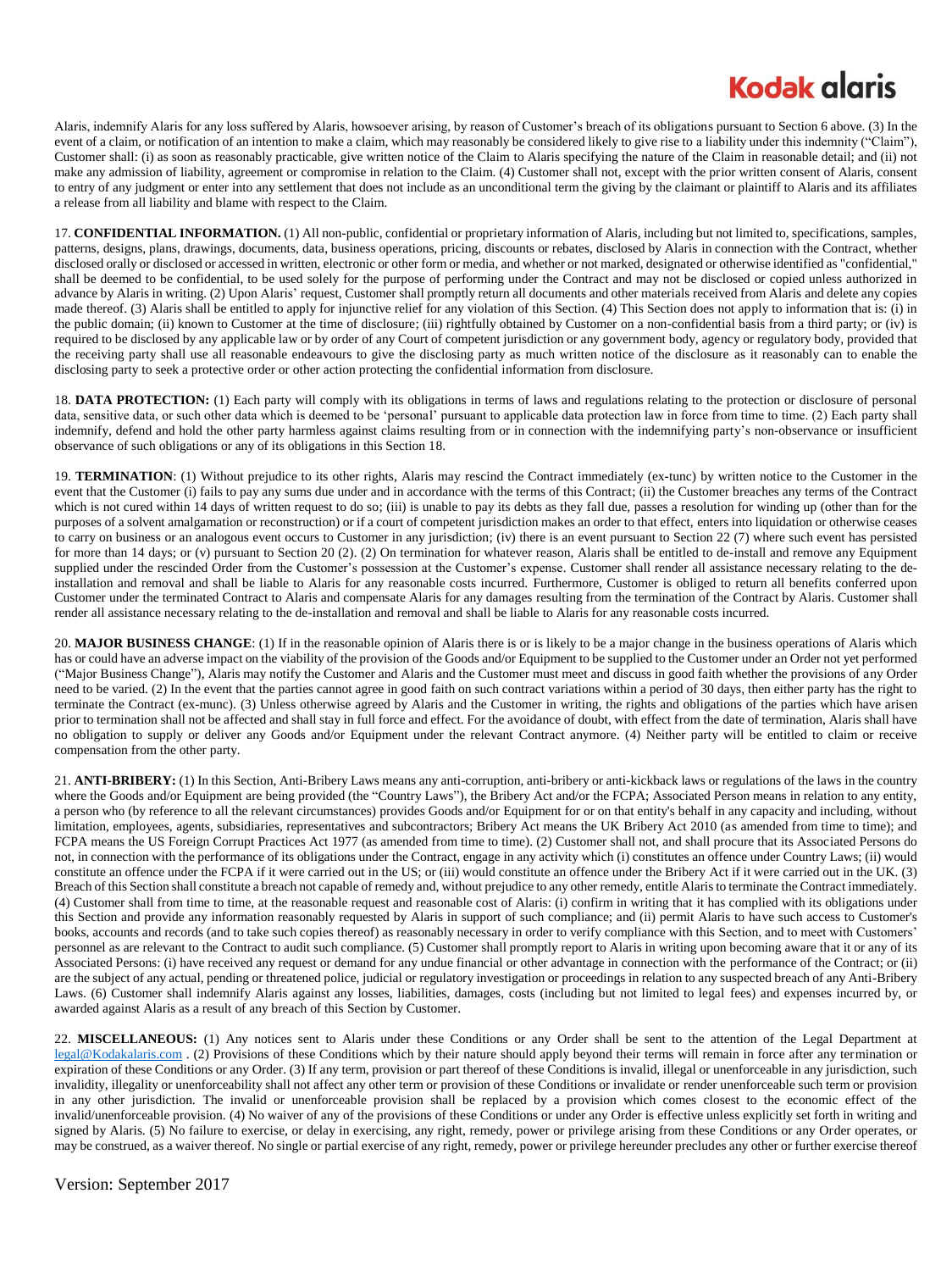Alaris, indemnify Alaris for any loss suffered by Alaris, howsoever arising, by reason of Customer's breach of its obligations pursuant to Section 6 above. (3) In the event of a claim, or notification of an intention to make a claim, which may reasonably be considered likely to give rise to a liability under this indemnity ("Claim"), Customer shall: (i) as soon as reasonably practicable, give written notice of the Claim to Alaris specifying the nature of the Claim in reasonable detail; and (ii) not make any admission of liability, agreement or compromise in relation to the Claim. (4) Customer shall not, except with the prior written consent of Alaris, consent to entry of any judgment or enter into any settlement that does not include as an unconditional term the giving by the claimant or plaintiff to Alaris and its affiliates a release from all liability and blame with respect to the Claim.

17. **CONFIDENTIAL INFORMATION.** (1) All non-public, confidential or proprietary information of Alaris, including but not limited to, specifications, samples, patterns, designs, plans, drawings, documents, data, business operations, pricing, discounts or rebates, disclosed by Alaris in connection with the Contract, whether disclosed orally or disclosed or accessed in written, electronic or other form or media, and whether or not marked, designated or otherwise identified as "confidential," shall be deemed to be confidential, to be used solely for the purpose of performing under the Contract and may not be disclosed or copied unless authorized in advance by Alaris in writing. (2) Upon Alaris' request, Customer shall promptly return all documents and other materials received from Alaris and delete any copies made thereof. (3) Alaris shall be entitled to apply for injunctive relief for any violation of this Section. (4) This Section does not apply to information that is: (i) in the public domain; (ii) known to Customer at the time of disclosure; (iii) rightfully obtained by Customer on a non-confidential basis from a third party; or (iv) is required to be disclosed by any applicable law or by order of any Court of competent jurisdiction or any government body, agency or regulatory body, provided that the receiving party shall use all reasonable endeavours to give the disclosing party as much written notice of the disclosure as it reasonably can to enable the disclosing party to seek a protective order or other action protecting the confidential information from disclosure.

18. **DATA PROTECTION:** (1) Each party will comply with its obligations in terms of laws and regulations relating to the protection or disclosure of personal data, sensitive data, or such other data which is deemed to be 'personal' pursuant to applicable data protection law in force from time to time. (2) Each party shall indemnify, defend and hold the other party harmless against claims resulting from or in connection with the indemnifying party's non-observance or insufficient observance of such obligations or any of its obligations in this Section 18.

19. **TERMINATION**: (1) Without prejudice to its other rights, Alaris may rescind the Contract immediately (ex-tunc) by written notice to the Customer in the event that the Customer (i) fails to pay any sums due under and in accordance with the terms of this Contract; (ii) the Customer breaches any terms of the Contract which is not cured within 14 days of written request to do so; (iii) is unable to pay its debts as they fall due, passes a resolution for winding up (other than for the purposes of a solvent amalgamation or reconstruction) or if a court of competent jurisdiction makes an order to that effect, enters into liquidation or otherwise ceases to carry on business or an analogous event occurs to Customer in any jurisdiction; (iv) there is an event pursuant to Section 22 (7) where such event has persisted for more than 14 days; or (v) pursuant to Section 20 (2). (2) On termination for whatever reason, Alaris shall be entitled to de-install and remove any Equipment supplied under the rescinded Order from the Customer's possession at the Customer's expense. Customer shall render all assistance necessary relating to the de-installation and removal and shall be liable to Alaris for any reasonable costs incurred. Furthermore, Customer is obliged to return all benefits conferred upon Customer under the terminated Contract to Alaris and compensate Alaris for any damages resulting from the termination of the Contract by Alaris. Customer shall render all assistance necessary relating to the de-installation and removal and shall be liable to Alaris for any reasonable costs incurred.

20. **MAJOR BUSINESS CHANGE**: (1) If in the reasonable opinion of Alaris there is or is likely to be a major change in the business operations of Alaris which has or could have an adverse impact on the viability of the provision of the Goods and/or Equipment to be supplied to the Customer under an Order not yet performed ("Major Business Change"), Alaris may notify the Customer and Alaris and the Customer must meet and discuss in good faith whether the provisions of any Order need to be varied. (2) In the event that the parties cannot agree in good faith on such contract variations within a period of 30 days, then either party has the right to terminate the Contract (ex-munc). (3) Unless otherwise agreed by Alaris and the Customer in writing, the rights and obligations of the parties which have arisen prior to termination shall not be affected and shall stay in full force and effect. For the avoidance of doubt, with effect from the date of termination, Alaris shall have no obligation to supply or deliver any Goods and/or Equipment under the relevant Contract anymore. (4) Neither party will be entitled to claim or receive compensation from the other party.

21. **ANTI-BRIBERY:** (1) In this Section, Anti-Bribery Laws means any anti-corruption, anti-bribery or anti-kickback laws or regulations of the laws in the country where the Goods and/or Equipment are being provided (the "Country Laws"), the Bribery Act and/or the FCPA; Associated Person means in relation to any entity, a person who (by reference to all the relevant circumstances) provides Goods and/or Equipment for or on that entity's behalf in any capacity and including, without limitation, employees, agents, subsidiaries, representatives and subcontractors; Bribery Act means the UK Bribery Act 2010 (as amended from time to time); and FCPA means the US Foreign Corrupt Practices Act 1977 (as amended from time to time). (2) Customer shall not, and shall procure that its Associated Persons do not, in connection with the performance of its obligations under the Contract, engage in any activity which (i) constitutes an offence under Country Laws; (ii) would constitute an offence under the FCPA if it were carried out in the US; or (iii) would constitute an offence under the Bribery Act if it were carried out in the UK. (3) Breach of this Section shall constitute a breach not capable of remedy and, without prejudice to any other remedy, entitle Alaris to terminate the Contract immediately. (4) Customer shall from time to time, at the reasonable request and reasonable cost of Alaris: (i) confirm in writing that it has complied with its obligations under this Section and provide any information reasonably requested by Alaris in support of such compliance; and (ii) permit Alaris to have such access to Customer's books, accounts and records (and to take such copies thereof) as reasonably necessary in order to verify compliance with this Section, and to meet with Customers' personnel as are relevant to the Contract to audit such compliance. (5) Customer shall promptly report to Alaris in writing upon becoming aware that it or any of its Associated Persons: (i) have received any request or demand for any undue financial or other advantage in connection with the performance of the Contract; or (ii) are the subject of any actual, pending or threatened police, judicial or regulatory investigation or proceedings in relation to any suspected breach of any Anti-Bribery Laws. (6) Customer shall indemnify Alaris against any losses, liabilities, damages, costs (including but not limited to legal fees) and expenses incurred by, or awarded against Alaris as a result of any breach of this Section by Customer.

22. **MISCELLANEOUS:** (1) Any notices sent to Alaris under these Conditions or any Order shall be sent to the attention of the Legal Department at legal@Kodakalaris.com . (2) Provisions of these Conditions which by their nature should apply beyond their terms will remain in force after any termination or expiration of these Conditions or any Order. (3) If any term, provision or part thereof of these Conditions is invalid, illegal or unenforceable in any jurisdiction, such invalidity, illegality or unenforceability shall not affect any other term or provision of these Conditions or invalidate or render unenforceable such term or provision in any other jurisdiction. The invalid or unenforceable provision shall be replaced by a provision which comes closest to the economic effect of the invalid/unenforceable provision. (4) No waiver of any of the provisions of these Conditions or under any Order is effective unless explicitly set forth in writing and signed by Alaris. (5) No failure to exercise, or delay in exercising, any right, remedy, power or privilege arising from these Conditions or any Order operates, or may be construed, as a waiver thereof. No single or partial exercise of any right, remedy, power or privilege hereunder precludes any other or further exercise thereof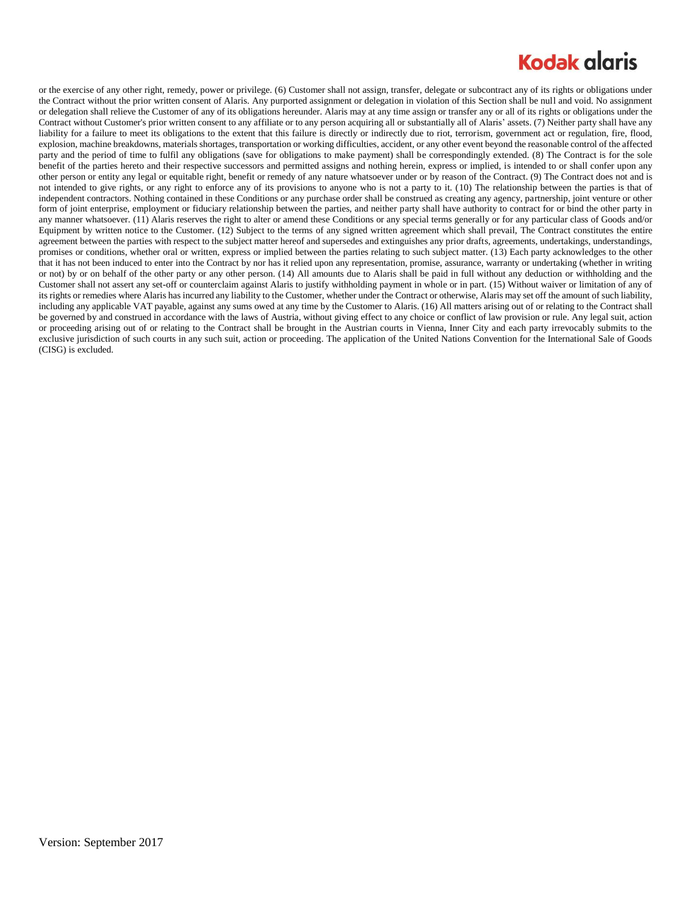or the exercise of any other right, remedy, power or privilege. (6) Customer shall not assign, transfer, delegate or subcontract any of its rights or obligations under the Contract without the prior written consent of Alaris. Any purported assignment or delegation in violation of this Section shall be null and void. No assignment or delegation shall relieve the Customer of any of its obligations hereunder. Alaris may at any time assign or transfer any or all of its rights or obligations under the Contract without Customer's prior written consent to any affiliate or to any person acquiring all or substantially all of Alaris' assets. (7) Neither party shall have any liability for a failure to meet its obligations to the extent that this failure is directly or indirectly due to riot, terrorism, government act or regulation, fire, flood, explosion, machine breakdowns, materials shortages, transportation or working difficulties, accident, or any other event beyond the reasonable control of the affected party and the period of time to fulfil any obligations (save for obligations to make payment) shall be correspondingly extended. (8) The Contract is for the sole benefit of the parties hereto and their respective successors and permitted assigns and nothing herein, express or implied, is intended to or shall confer upon any other person or entity any legal or equitable right, benefit or remedy of any nature whatsoever under or by reason of the Contract. (9) The Contract does not and is not intended to give rights, or any right to enforce any of its provisions to anyone who is not a party to it. (10) The relationship between the parties is that of independent contractors. Nothing contained in these Conditions or any purchase order shall be construed as creating any agency, partnership, joint venture or other form of joint enterprise, employment or fiduciary relationship between the parties, and neither party shall have authority to contract for or bind the other party in any manner whatsoever. (11) Alaris reserves the right to alter or amend these Conditions or any special terms generally or for any particular class of Goods and/or Equipment by written notice to the Customer. (12) Subject to the terms of any signed written agreement which shall prevail, The Contract constitutes the entire agreement between the parties with respect to the subject matter hereof and supersedes and extinguishes any prior drafts, agreements, undertakings, understandings, promises or conditions, whether oral or written, express or implied between the parties relating to such subject matter. (13) Each party acknowledges to the other that it has not been induced to enter into the Contract by nor has it relied upon any representation, promise, assurance, warranty or undertaking (whether in writing or not) by or on behalf of the other party or any other person. (14) All amounts due to Alaris shall be paid in full without any deduction or withholding and the Customer shall not assert any set-off or counterclaim against Alaris to justify withholding payment in whole or in part. (15) Without waiver or limitation of any of its rights or remedies where Alaris has incurred any liability to the Customer, whether under the Contract or otherwise, Alaris may set off the amount of such liability, including any applicable VAT payable, against any sums owed at any time by the Customer to Alaris. (16) All matters arising out of or relating to the Contract shall be governed by and construed in accordance with the laws of Austria, without giving effect to any choice or conflict of law provision or rule. Any legal suit, action or proceeding arising out of or relating to the Contract shall be brought in the Austrian courts in Vienna, Inner City and each party irrevocably submits to the exclusive jurisdiction of such courts in any such suit, action or proceeding. The application of the United Nations Convention for the International Sale of Goods (CISG) is excluded.

Version: September 2017